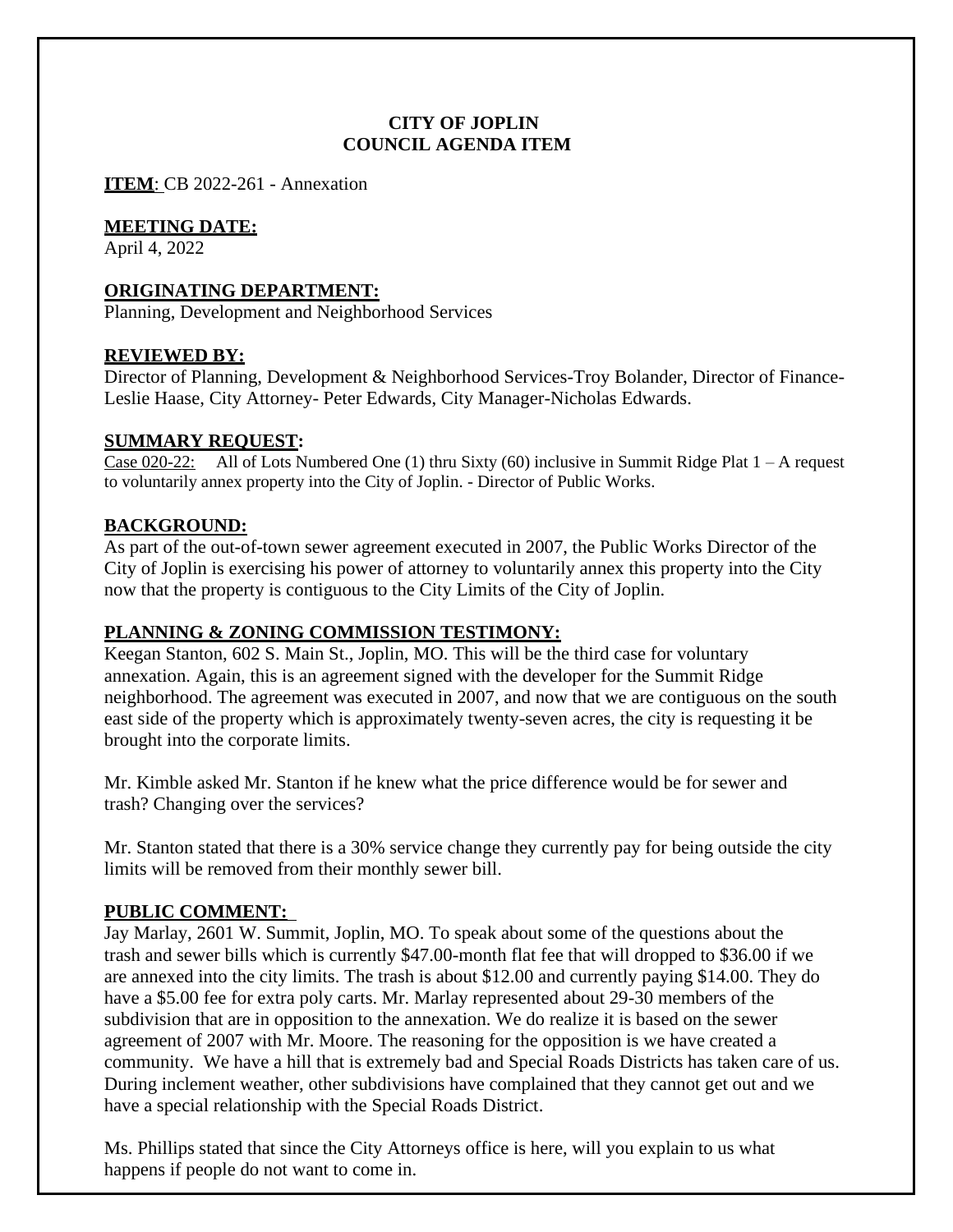**CITY OF JOPLIN**
**COUNCIL AGENDA ITEM**

**ITEM**: CB 2022-261 - Annexation

**MEETING DATE:**
April 4, 2022

**ORIGINATING DEPARTMENT:**
Planning, Development and Neighborhood Services

**REVIEWED BY:**
Director of Planning, Development & Neighborhood Services-Troy Bolander, Director of Finance-Leslie Haase, City Attorney- Peter Edwards, City Manager-Nicholas Edwards.

**SUMMARY REQUEST:**
Case 020-22: All of Lots Numbered One (1) thru Sixty (60) inclusive in Summit Ridge Plat 1 – A request to voluntarily annex property into the City of Joplin. - Director of Public Works.

**BACKGROUND:**
As part of the out-of-town sewer agreement executed in 2007, the Public Works Director of the City of Joplin is exercising his power of attorney to voluntarily annex this property into the City now that the property is contiguous to the City Limits of the City of Joplin.

**PLANNING & ZONING COMMISSION TESTIMONY:**
Keegan Stanton, 602 S. Main St., Joplin, MO. This will be the third case for voluntary annexation. Again, this is an agreement signed with the developer for the Summit Ridge neighborhood. The agreement was executed in 2007, and now that we are contiguous on the south east side of the property which is approximately twenty-seven acres, the city is requesting it be brought into the corporate limits.

Mr. Kimble asked Mr. Stanton if he knew what the price difference would be for sewer and trash? Changing over the services?

Mr. Stanton stated that there is a 30% service change they currently pay for being outside the city limits will be removed from their monthly sewer bill.

**PUBLIC COMMENT:**
Jay Marlay, 2601 W. Summit, Joplin, MO. To speak about some of the questions about the trash and sewer bills which is currently $47.00-month flat fee that will dropped to $36.00 if we are annexed into the city limits. The trash is about $12.00 and currently paying $14.00. They do have a $5.00 fee for extra poly carts. Mr. Marlay represented about 29-30 members of the subdivision that are in opposition to the annexation. We do realize it is based on the sewer agreement of 2007 with Mr. Moore. The reasoning for the opposition is we have created a community. We have a hill that is extremely bad and Special Roads Districts has taken care of us. During inclement weather, other subdivisions have complained that they cannot get out and we have a special relationship with the Special Roads District.

Ms. Phillips stated that since the City Attorneys office is here, will you explain to us what happens if people do not want to come in.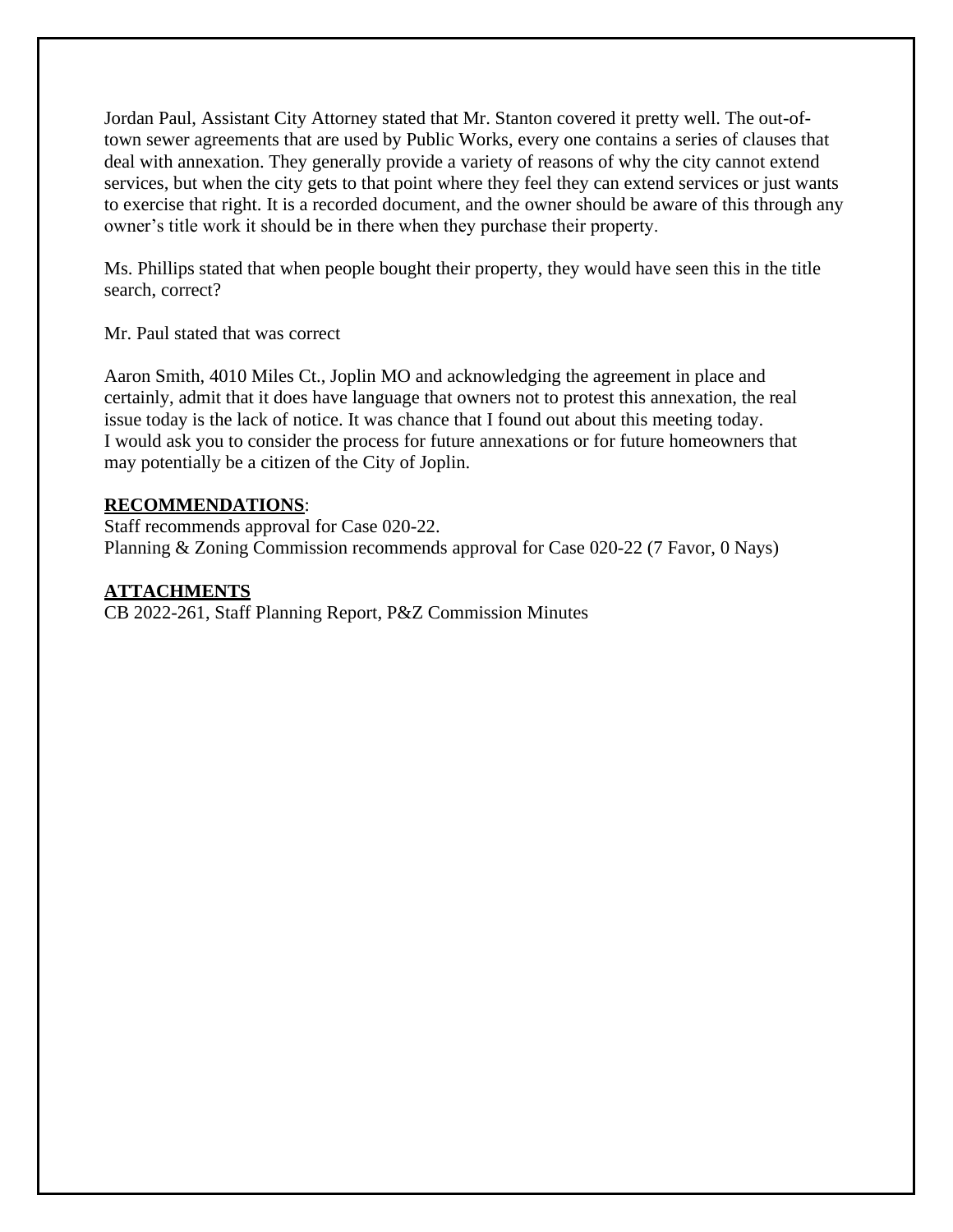Jordan Paul, Assistant City Attorney stated that Mr. Stanton covered it pretty well. The out-of-town sewer agreements that are used by Public Works, every one contains a series of clauses that deal with annexation. They generally provide a variety of reasons of why the city cannot extend services, but when the city gets to that point where they feel they can extend services or just wants to exercise that right. It is a recorded document, and the owner should be aware of this through any owner's title work it should be in there when they purchase their property.

Ms. Phillips stated that when people bought their property, they would have seen this in the title search, correct?

Mr. Paul stated that was correct

Aaron Smith, 4010 Miles Ct., Joplin MO and acknowledging the agreement in place and certainly, admit that it does have language that owners not to protest this annexation, the real issue today is the lack of notice. It was chance that I found out about this meeting today. I would ask you to consider the process for future annexations or for future homeowners that may potentially be a citizen of the City of Joplin.

**RECOMMENDATIONS**:

Staff recommends approval for Case 020-22.
Planning & Zoning Commission recommends approval for Case 020-22 (7 Favor, 0 Nays)

**ATTACHMENTS**

CB 2022-261, Staff Planning Report, P&Z Commission Minutes